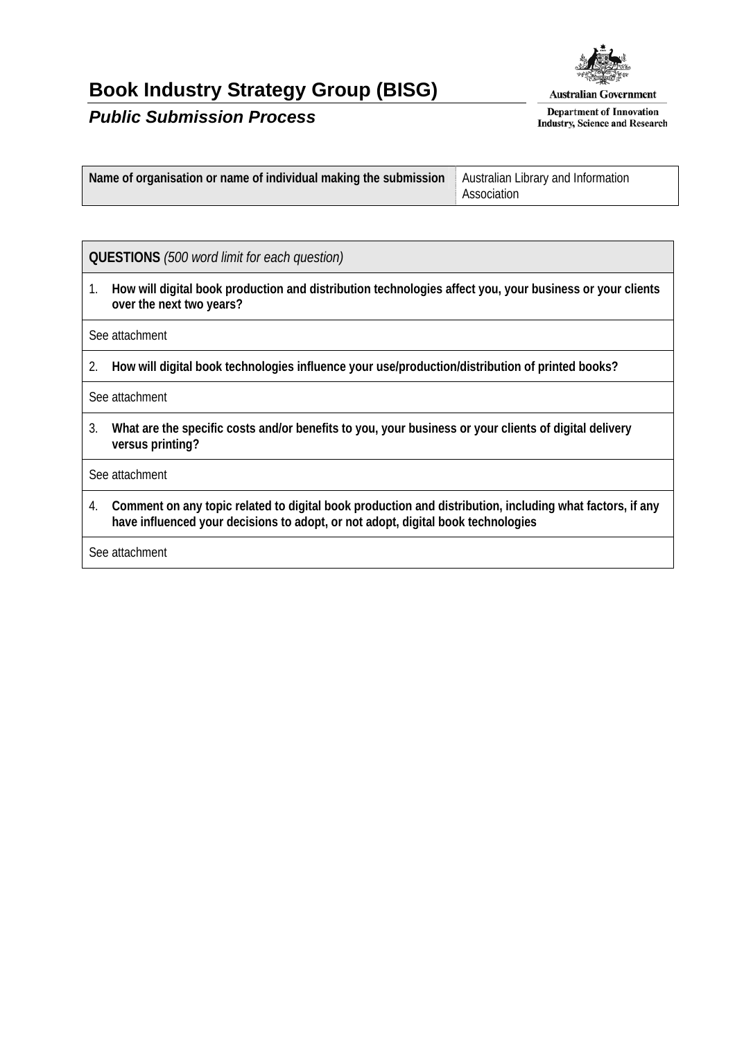# Book Industry Strategy Group (BISG)

***Public Submission Process***

Australian Government

Department of Innovation Industry, Science and Research

| **Name of organisation or name of individual making the submission** | Australian Library and Information Association |
|---|---|

| **QUESTIONS** *(500 word limit for each question)* |
|---|
| 1. **How will digital book production and distribution technologies affect you, your business or your clients over the next two years?** |
| See attachment |
| 2. **How will digital book technologies influence your use/production/distribution of printed books?** |
| See attachment |
| 3. **What are the specific costs and/or benefits to you, your business or your clients of digital delivery versus printing?** |
| See attachment |
| 4. **Comment on any topic related to digital book production and distribution, including what factors, if any have influenced your decisions to adopt, or not adopt, digital book technologies** |
| See attachment |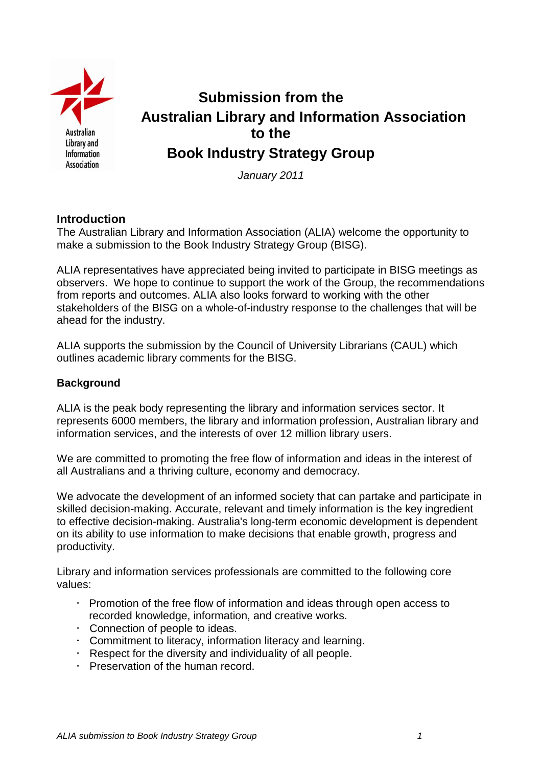# Submission from the Australian Library and Information Association to the Book Industry Strategy Group

*January 2011*

## Introduction

The Australian Library and Information Association (ALIA) welcome the opportunity to make a submission to the Book Industry Strategy Group (BISG).

ALIA representatives have appreciated being invited to participate in BISG meetings as observers. We hope to continue to support the work of the Group, the recommendations from reports and outcomes. ALIA also looks forward to working with the other stakeholders of the BISG on a whole-of-industry response to the challenges that will be ahead for the industry.

ALIA supports the submission by the Council of University Librarians (CAUL) which outlines academic library comments for the BISG.

## Background

ALIA is the peak body representing the library and information services sector. It represents 6000 members, the library and information profession, Australian library and information services, and the interests of over 12 million library users.

We are committed to promoting the free flow of information and ideas in the interest of all Australians and a thriving culture, economy and democracy.

We advocate the development of an informed society that can partake and participate in skilled decision-making. Accurate, relevant and timely information is the key ingredient to effective decision-making. Australia's long-term economic development is dependent on its ability to use information to make decisions that enable growth, progress and productivity.

Library and information services professionals are committed to the following core values:

- Promotion of the free flow of information and ideas through open access to recorded knowledge, information, and creative works.
- Connection of people to ideas.
- Commitment to literacy, information literacy and learning.
- Respect for the diversity and individuality of all people.
- Preservation of the human record.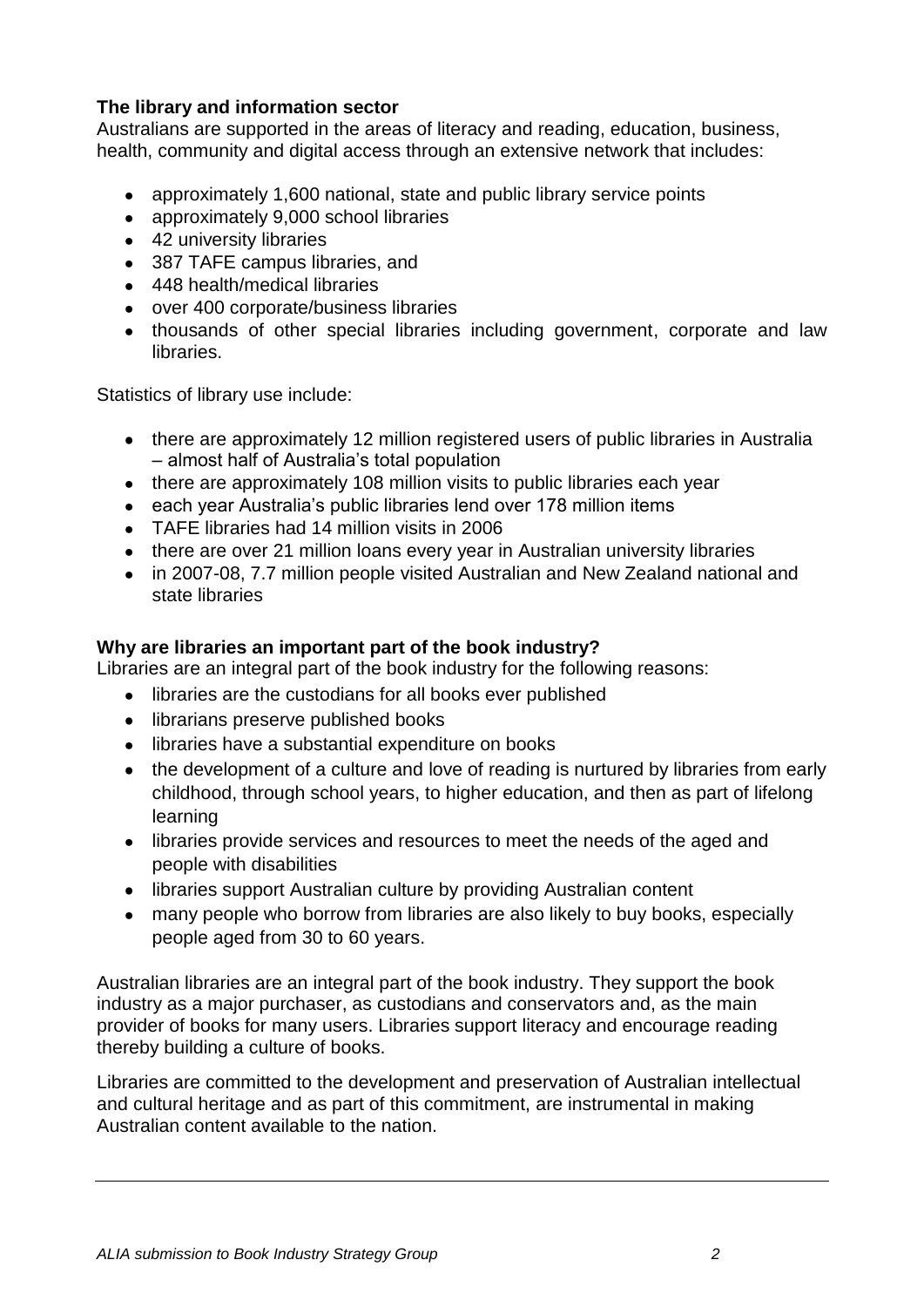**The library and information sector**

Australians are supported in the areas of literacy and reading, education, business, health, community and digital access through an extensive network that includes:

- approximately 1,600 national, state and public library service points
- approximately 9,000 school libraries
- 42 university libraries
- 387 TAFE campus libraries, and
- 448 health/medical libraries
- over 400 corporate/business libraries
- thousands of other special libraries including government, corporate and law libraries.

Statistics of library use include:

- there are approximately 12 million registered users of public libraries in Australia – almost half of Australia's total population
- there are approximately 108 million visits to public libraries each year
- each year Australia's public libraries lend over 178 million items
- TAFE libraries had 14 million visits in 2006
- there are over 21 million loans every year in Australian university libraries
- in 2007-08, 7.7 million people visited Australian and New Zealand national and state libraries

**Why are libraries an important part of the book industry?**

Libraries are an integral part of the book industry for the following reasons:

- libraries are the custodians for all books ever published
- librarians preserve published books
- libraries have a substantial expenditure on books
- the development of a culture and love of reading is nurtured by libraries from early childhood, through school years, to higher education, and then as part of lifelong learning
- libraries provide services and resources to meet the needs of the aged and people with disabilities
- libraries support Australian culture by providing Australian content
- many people who borrow from libraries are also likely to buy books, especially people aged from 30 to 60 years.

Australian libraries are an integral part of the book industry. They support the book industry as a major purchaser, as custodians and conservators and, as the main provider of books for many users. Libraries support literacy and encourage reading thereby building a culture of books.

Libraries are committed to the development and preservation of Australian intellectual and cultural heritage and as part of this commitment, are instrumental in making Australian content available to the nation.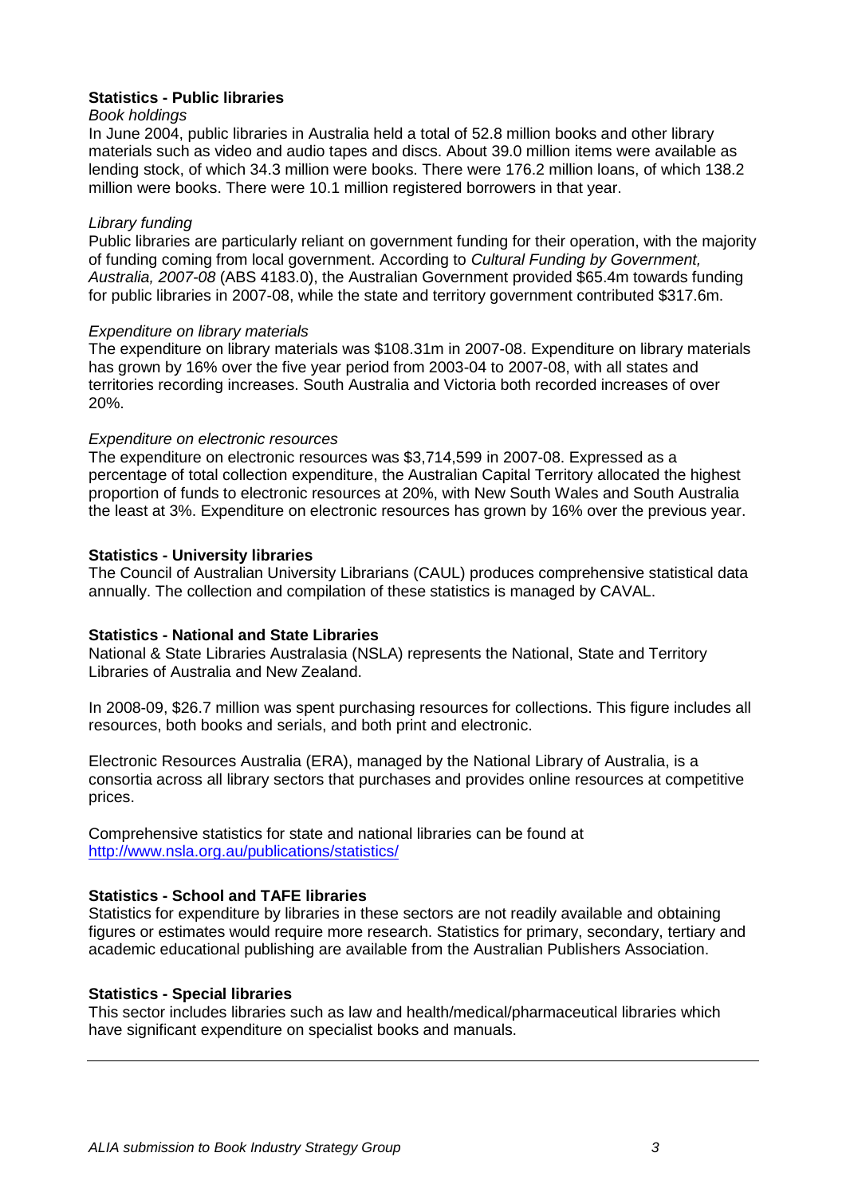## Statistics - Public libraries

*Book holdings*

In June 2004, public libraries in Australia held a total of 52.8 million books and other library materials such as video and audio tapes and discs. About 39.0 million items were available as lending stock, of which 34.3 million were books. There were 176.2 million loans, of which 138.2 million were books. There were 10.1 million registered borrowers in that year.

*Library funding*

Public libraries are particularly reliant on government funding for their operation, with the majority of funding coming from local government. According to *Cultural Funding by Government, Australia, 2007-08* (ABS 4183.0), the Australian Government provided $65.4m towards funding for public libraries in 2007-08, while the state and territory government contributed $317.6m.

*Expenditure on library materials*

The expenditure on library materials was $108.31m in 2007-08. Expenditure on library materials has grown by 16% over the five year period from 2003-04 to 2007-08, with all states and territories recording increases. South Australia and Victoria both recorded increases of over 20%.

*Expenditure on electronic resources*

The expenditure on electronic resources was $3,714,599 in 2007-08. Expressed as a percentage of total collection expenditure, the Australian Capital Territory allocated the highest proportion of funds to electronic resources at 20%, with New South Wales and South Australia the least at 3%. Expenditure on electronic resources has grown by 16% over the previous year.

## Statistics - University libraries

The Council of Australian University Librarians (CAUL) produces comprehensive statistical data annually. The collection and compilation of these statistics is managed by CAVAL.

## Statistics - National and State Libraries

National & State Libraries Australasia (NSLA) represents the National, State and Territory Libraries of Australia and New Zealand.

In 2008-09, $26.7 million was spent purchasing resources for collections. This figure includes all resources, both books and serials, and both print and electronic.

Electronic Resources Australia (ERA), managed by the National Library of Australia, is a consortia across all library sectors that purchases and provides online resources at competitive prices.

Comprehensive statistics for state and national libraries can be found at http://www.nsla.org.au/publications/statistics/

## Statistics - School and TAFE libraries

Statistics for expenditure by libraries in these sectors are not readily available and obtaining figures or estimates would require more research. Statistics for primary, secondary, tertiary and academic educational publishing are available from the Australian Publishers Association.

## Statistics - Special libraries

This sector includes libraries such as law and health/medical/pharmaceutical libraries which have significant expenditure on specialist books and manuals.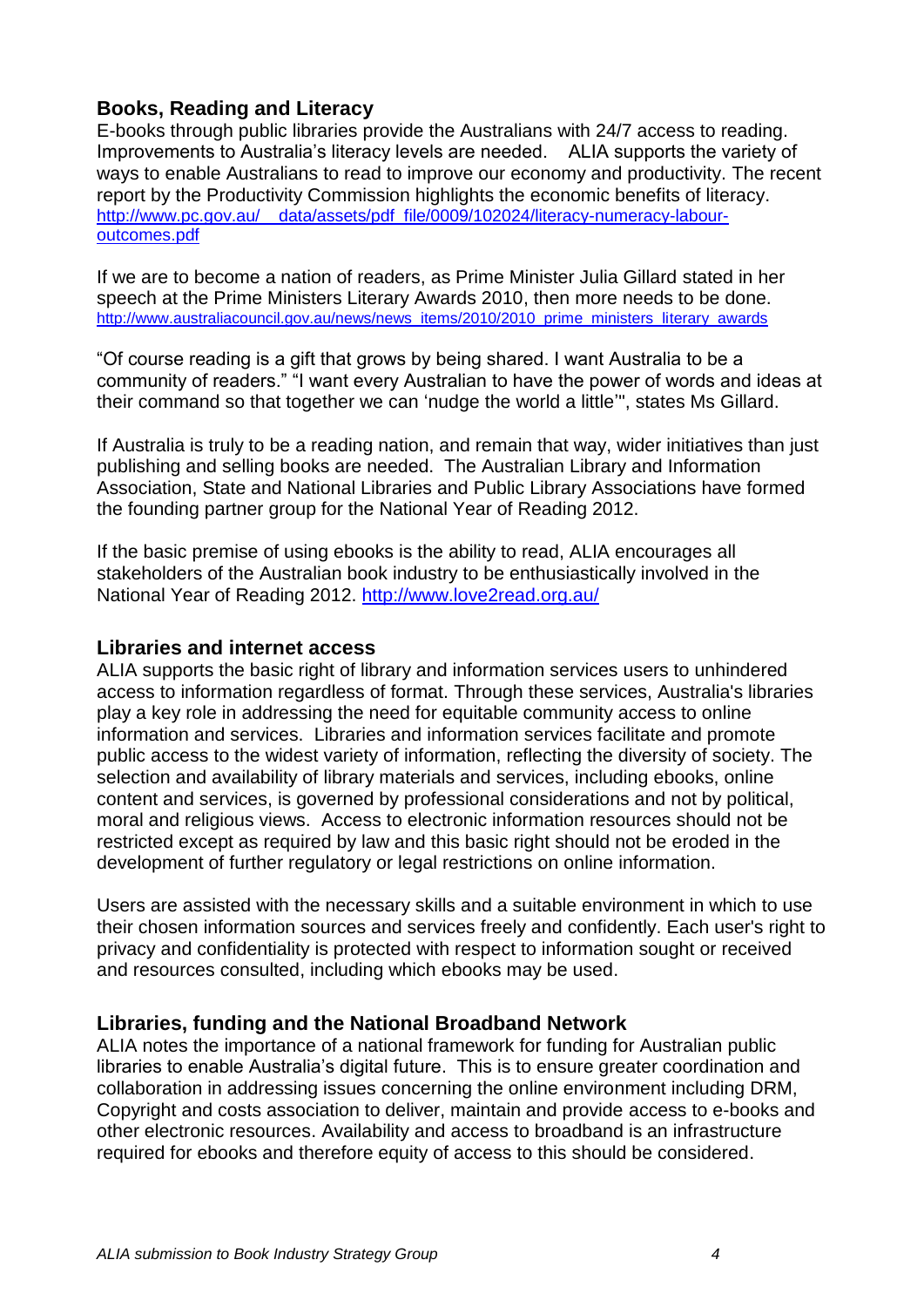## Books, Reading and Literacy

E-books through public libraries provide the Australians with 24/7 access to reading. Improvements to Australia's literacy levels are needed. ALIA supports the variety of ways to enable Australians to read to improve our economy and productivity. The recent report by the Productivity Commission highlights the economic benefits of literacy. http://www.pc.gov.au/__data/assets/pdf_file/0009/102024/literacy-numeracy-labour-outcomes.pdf

If we are to become a nation of readers, as Prime Minister Julia Gillard stated in her speech at the Prime Ministers Literary Awards 2010, then more needs to be done. http://www.australiacouncil.gov.au/news/news_items/2010/2010_prime_ministers_literary_awards

"Of course reading is a gift that grows by being shared. I want Australia to be a community of readers." "I want every Australian to have the power of words and ideas at their command so that together we can 'nudge the world a little'", states Ms Gillard.

If Australia is truly to be a reading nation, and remain that way, wider initiatives than just publishing and selling books are needed. The Australian Library and Information Association, State and National Libraries and Public Library Associations have formed the founding partner group for the National Year of Reading 2012.

If the basic premise of using ebooks is the ability to read, ALIA encourages all stakeholders of the Australian book industry to be enthusiastically involved in the National Year of Reading 2012. http://www.love2read.org.au/

## Libraries and internet access

ALIA supports the basic right of library and information services users to unhindered access to information regardless of format. Through these services, Australia's libraries play a key role in addressing the need for equitable community access to online information and services. Libraries and information services facilitate and promote public access to the widest variety of information, reflecting the diversity of society. The selection and availability of library materials and services, including ebooks, online content and services, is governed by professional considerations and not by political, moral and religious views. Access to electronic information resources should not be restricted except as required by law and this basic right should not be eroded in the development of further regulatory or legal restrictions on online information.

Users are assisted with the necessary skills and a suitable environment in which to use their chosen information sources and services freely and confidently. Each user's right to privacy and confidentiality is protected with respect to information sought or received and resources consulted, including which ebooks may be used.

## Libraries, funding and the National Broadband Network

ALIA notes the importance of a national framework for funding for Australian public libraries to enable Australia's digital future. This is to ensure greater coordination and collaboration in addressing issues concerning the online environment including DRM, Copyright and costs association to deliver, maintain and provide access to e-books and other electronic resources. Availability and access to broadband is an infrastructure required for ebooks and therefore equity of access to this should be considered.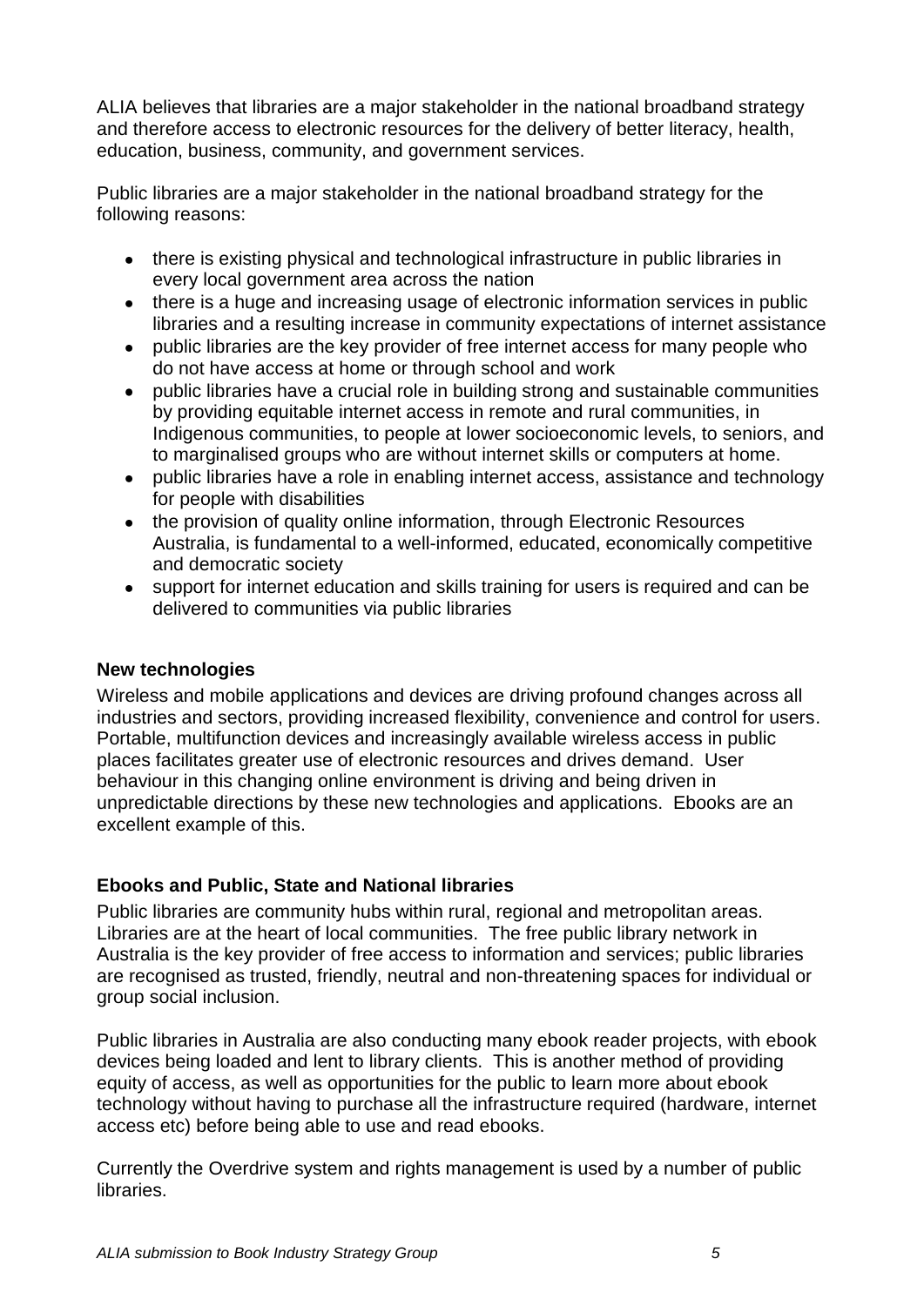ALIA believes that libraries are a major stakeholder in the national broadband strategy and therefore access to electronic resources for the delivery of better literacy, health, education, business, community, and government services.

Public libraries are a major stakeholder in the national broadband strategy for the following reasons:

- there is existing physical and technological infrastructure in public libraries in every local government area across the nation
- there is a huge and increasing usage of electronic information services in public libraries and a resulting increase in community expectations of internet assistance
- public libraries are the key provider of free internet access for many people who do not have access at home or through school and work
- public libraries have a crucial role in building strong and sustainable communities by providing equitable internet access in remote and rural communities, in Indigenous communities, to people at lower socioeconomic levels, to seniors, and to marginalised groups who are without internet skills or computers at home.
- public libraries have a role in enabling internet access, assistance and technology for people with disabilities
- the provision of quality online information, through Electronic Resources Australia, is fundamental to a well-informed, educated, economically competitive and democratic society
- support for internet education and skills training for users is required and can be delivered to communities via public libraries

**New technologies**

Wireless and mobile applications and devices are driving profound changes across all industries and sectors, providing increased flexibility, convenience and control for users. Portable, multifunction devices and increasingly available wireless access in public places facilitates greater use of electronic resources and drives demand. User behaviour in this changing online environment is driving and being driven in unpredictable directions by these new technologies and applications. Ebooks are an excellent example of this.

**Ebooks and Public, State and National libraries**

Public libraries are community hubs within rural, regional and metropolitan areas. Libraries are at the heart of local communities. The free public library network in Australia is the key provider of free access to information and services; public libraries are recognised as trusted, friendly, neutral and non-threatening spaces for individual or group social inclusion.

Public libraries in Australia are also conducting many ebook reader projects, with ebook devices being loaded and lent to library clients. This is another method of providing equity of access, as well as opportunities for the public to learn more about ebook technology without having to purchase all the infrastructure required (hardware, internet access etc) before being able to use and read ebooks.

Currently the Overdrive system and rights management is used by a number of public libraries.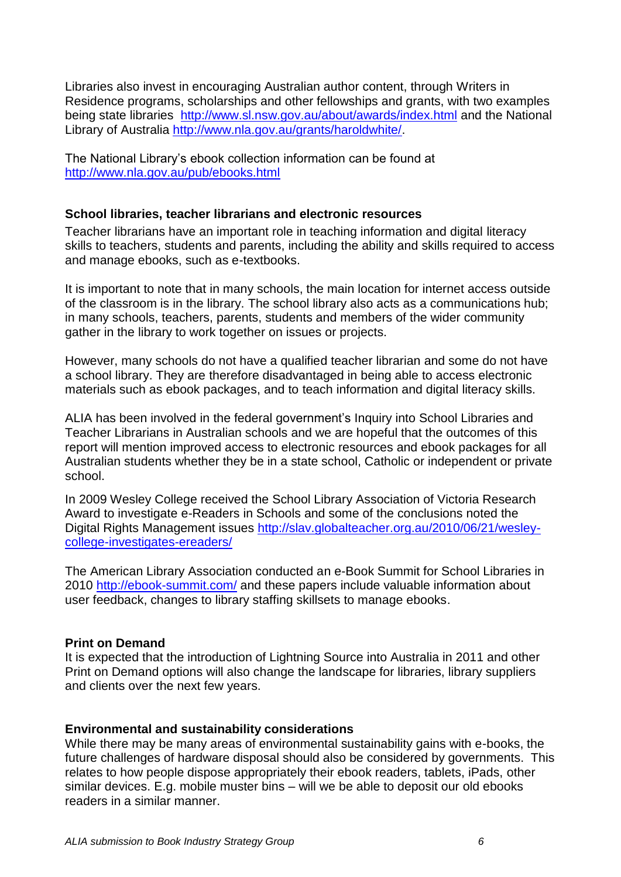Libraries also invest in encouraging Australian author content, through Writers in Residence programs, scholarships and other fellowships and grants, with two examples being state libraries [http://www.sl.nsw.gov.au/about/awards/index.html](http://www.sl.nsw.gov.au/about/awards/index.html) and the National Library of Australia [http://www.nla.gov.au/grants/haroldwhite/](http://www.nla.gov.au/grants/haroldwhite/).

The National Library's ebook collection information can be found at [http://www.nla.gov.au/pub/ebooks.html](http://www.nla.gov.au/pub/ebooks.html)

### School libraries, teacher librarians and electronic resources

Teacher librarians have an important role in teaching information and digital literacy skills to teachers, students and parents, including the ability and skills required to access and manage ebooks, such as e-textbooks.

It is important to note that in many schools, the main location for internet access outside of the classroom is in the library. The school library also acts as a communications hub; in many schools, teachers, parents, students and members of the wider community gather in the library to work together on issues or projects.

However, many schools do not have a qualified teacher librarian and some do not have a school library. They are therefore disadvantaged in being able to access electronic materials such as ebook packages, and to teach information and digital literacy skills.

ALIA has been involved in the federal government's Inquiry into School Libraries and Teacher Librarians in Australian schools and we are hopeful that the outcomes of this report will mention improved access to electronic resources and ebook packages for all Australian students whether they be in a state school, Catholic or independent or private school.

In 2009 Wesley College received the School Library Association of Victoria Research Award to investigate e-Readers in Schools and some of the conclusions noted the Digital Rights Management issues [http://slav.globalteacher.org.au/2010/06/21/wesley-college-investigates-ereaders/](http://slav.globalteacher.org.au/2010/06/21/wesley-college-investigates-ereaders/)

The American Library Association conducted an e-Book Summit for School Libraries in 2010 [http://ebook-summit.com/](http://ebook-summit.com/) and these papers include valuable information about user feedback, changes to library staffing skillsets to manage ebooks.

### Print on Demand

It is expected that the introduction of Lightning Source into Australia in 2011 and other Print on Demand options will also change the landscape for libraries, library suppliers and clients over the next few years.

### Environmental and sustainability considerations

While there may be many areas of environmental sustainability gains with e-books, the future challenges of hardware disposal should also be considered by governments. This relates to how people dispose appropriately their ebook readers, tablets, iPads, other similar devices. E.g. mobile muster bins – will we be able to deposit our old ebooks readers in a similar manner.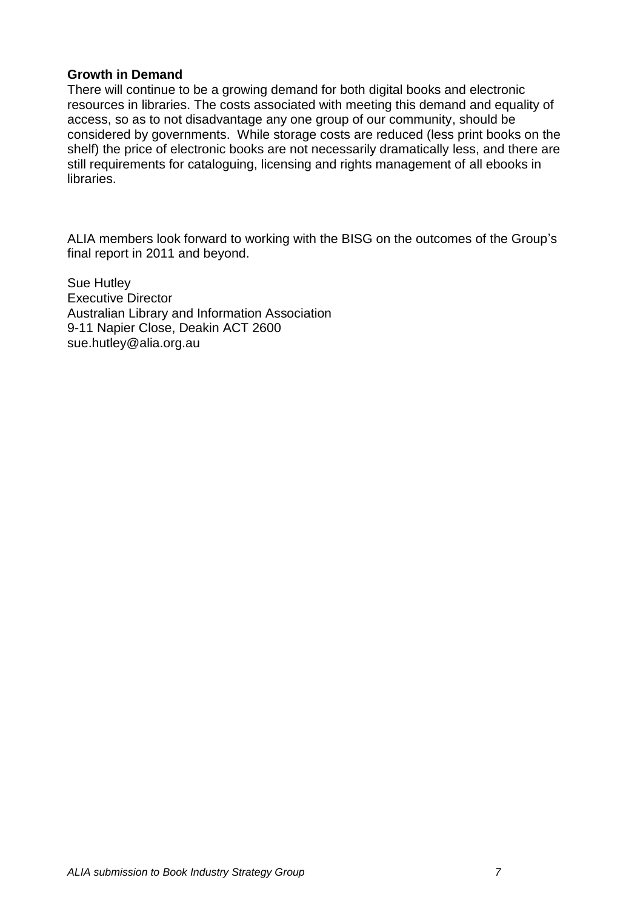**Growth in Demand**

There will continue to be a growing demand for both digital books and electronic resources in libraries. The costs associated with meeting this demand and equality of access, so as to not disadvantage any one group of our community, should be considered by governments. While storage costs are reduced (less print books on the shelf) the price of electronic books are not necessarily dramatically less, and there are still requirements for cataloguing, licensing and rights management of all ebooks in libraries.

ALIA members look forward to working with the BISG on the outcomes of the Group's final report in 2011 and beyond.

Sue Hutley
Executive Director
Australian Library and Information Association
9-11 Napier Close, Deakin ACT 2600
sue.hutley@alia.org.au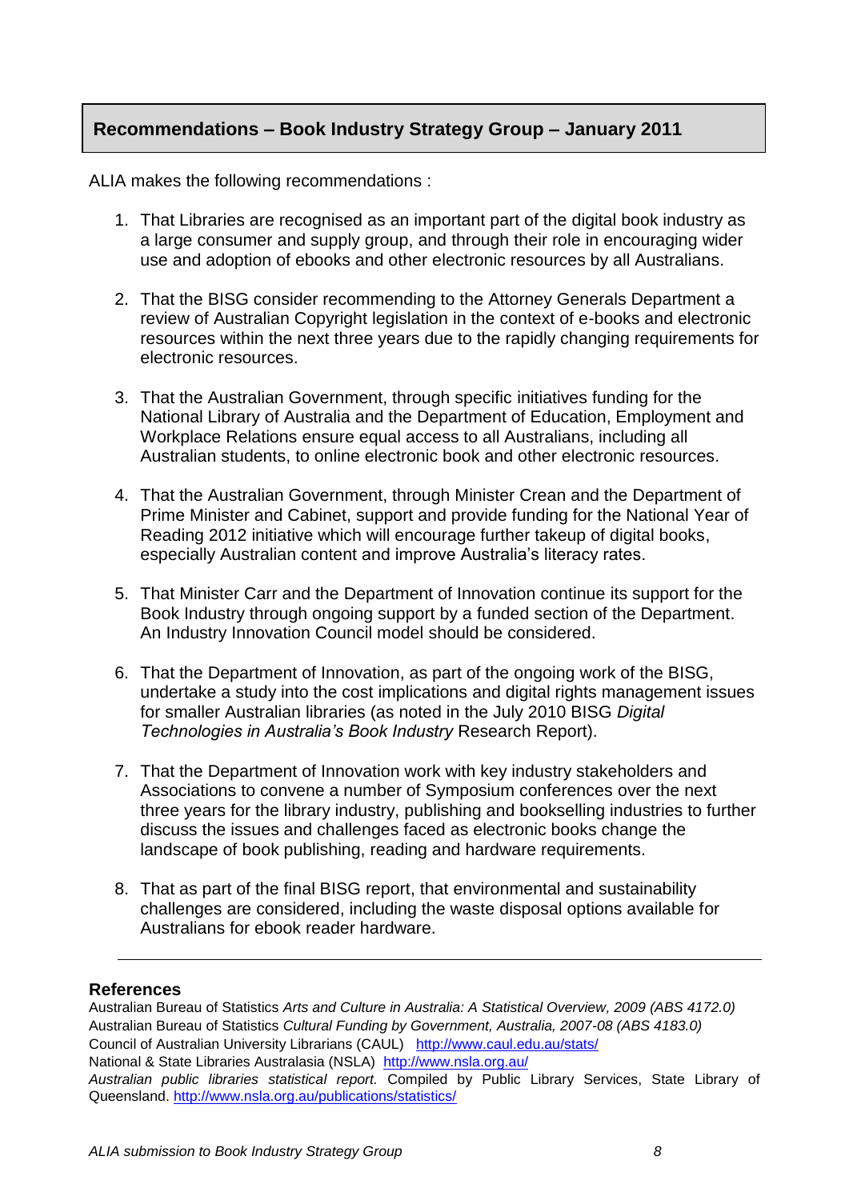## Recommendations – Book Industry Strategy Group – January 2011

ALIA makes the following recommendations :

1. That Libraries are recognised as an important part of the digital book industry as a large consumer and supply group, and through their role in encouraging wider use and adoption of ebooks and other electronic resources by all Australians.

2. That the BISG consider recommending to the Attorney Generals Department a review of Australian Copyright legislation in the context of e-books and electronic resources within the next three years due to the rapidly changing requirements for electronic resources.

3. That the Australian Government, through specific initiatives funding for the National Library of Australia and the Department of Education, Employment and Workplace Relations ensure equal access to all Australians, including all Australian students, to online electronic book and other electronic resources.

4. That the Australian Government, through Minister Crean and the Department of Prime Minister and Cabinet, support and provide funding for the National Year of Reading 2012 initiative which will encourage further takeup of digital books, especially Australian content and improve Australia's literacy rates.

5. That Minister Carr and the Department of Innovation continue its support for the Book Industry through ongoing support by a funded section of the Department. An Industry Innovation Council model should be considered.

6. That the Department of Innovation, as part of the ongoing work of the BISG, undertake a study into the cost implications and digital rights management issues for smaller Australian libraries (as noted in the July 2010 BISG *Digital Technologies in Australia's Book Industry* Research Report).

7. That the Department of Innovation work with key industry stakeholders and Associations to convene a number of Symposium conferences over the next three years for the library industry, publishing and bookselling industries to further discuss the issues and challenges faced as electronic books change the landscape of book publishing, reading and hardware requirements.

8. That as part of the final BISG report, that environmental and sustainability challenges are considered, including the waste disposal options available for Australians for ebook reader hardware.

---

**References**

Australian Bureau of Statistics *Arts and Culture in Australia: A Statistical Overview, 2009 (ABS 4172.0)*
Australian Bureau of Statistics *Cultural Funding by Government, Australia, 2007-08 (ABS 4183.0)*
Council of Australian University Librarians (CAUL) http://www.caul.edu.au/stats/
National & State Libraries Australasia (NSLA) http://www.nsla.org.au/
*Australian public libraries statistical report.* Compiled by Public Library Services, State Library of Queensland. http://www.nsla.org.au/publications/statistics/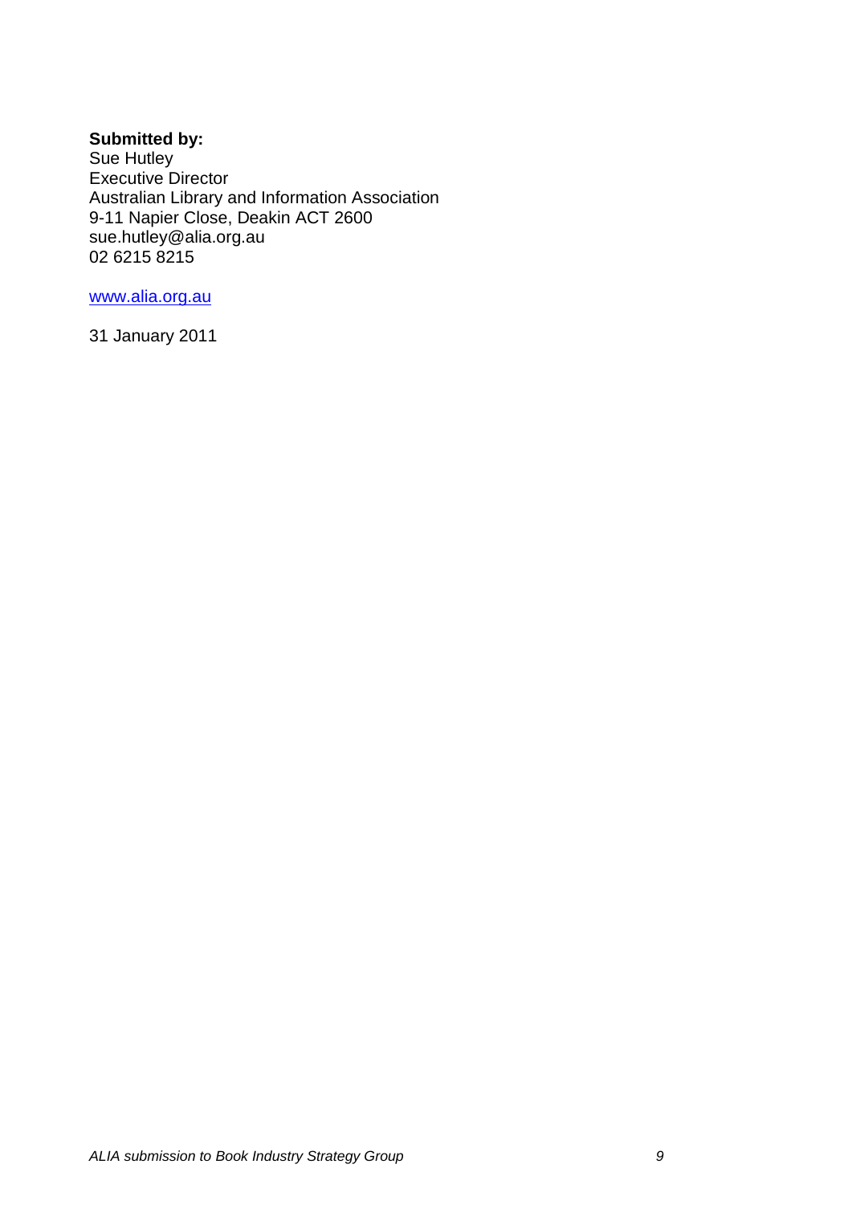**Submitted by:**
Sue Hutley
Executive Director
Australian Library and Information Association
9-11 Napier Close, Deakin ACT 2600
sue.hutley@alia.org.au
02 6215 8215

www.alia.org.au

31 January 2011